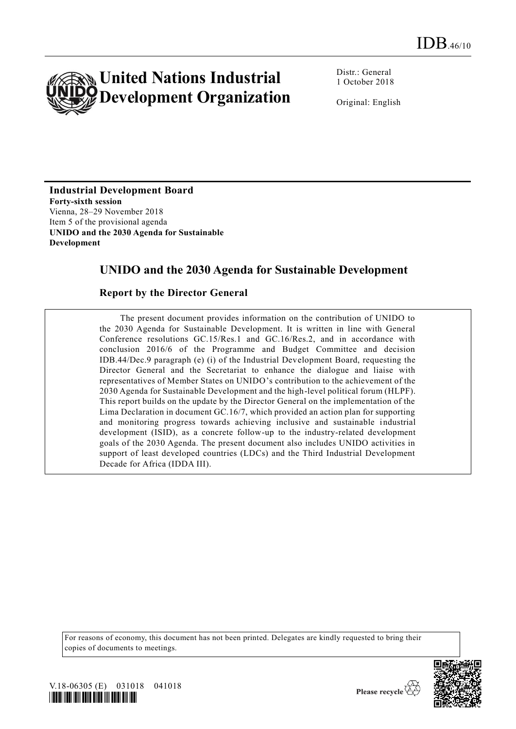IDB.46/10

# United Nations Industrial Development Organization

Distr.: General
1 October 2018

Original: English

**Industrial Development Board**
**Forty-sixth session**
Vienna, 28–29 November 2018
Item 5 of the provisional agenda
**UNIDO and the 2030 Agenda for Sustainable Development**

## UNIDO and the 2030 Agenda for Sustainable Development

### Report by the Director General

The present document provides information on the contribution of UNIDO to the 2030 Agenda for Sustainable Development. It is written in line with General Conference resolutions GC.15/Res.1 and GC.16/Res.2, and in accordance with conclusion 2016/6 of the Programme and Budget Committee and decision IDB.44/Dec.9 paragraph (e) (i) of the Industrial Development Board, requesting the Director General and the Secretariat to enhance the dialogue and liaise with representatives of Member States on UNIDO's contribution to the achievement of the 2030 Agenda for Sustainable Development and the high-level political forum (HLPF). This report builds on the update by the Director General on the implementation of the Lima Declaration in document GC.16/7, which provided an action plan for supporting and monitoring progress towards achieving inclusive and sustainable industrial development (ISID), as a concrete follow-up to the industry-related development goals of the 2030 Agenda. The present document also includes UNIDO activities in support of least developed countries (LDCs) and the Third Industrial Development Decade for Africa (IDDA III).

For reasons of economy, this document has not been printed. Delegates are kindly requested to bring their copies of documents to meetings.

V.18-06305 (E) 031018 041018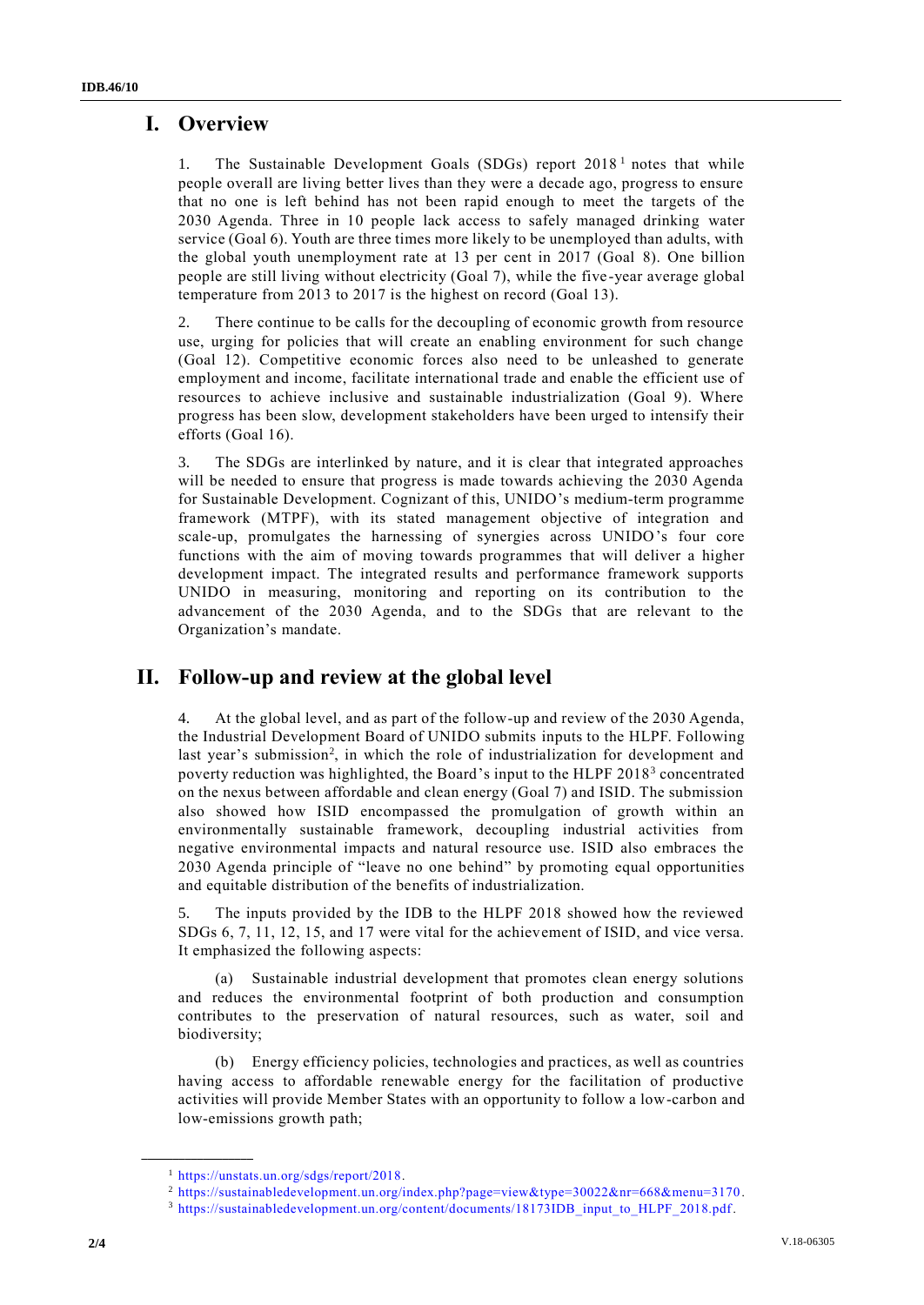# I. Overview

1. The Sustainable Development Goals (SDGs) report 2018[1] notes that while people overall are living better lives than they were a decade ago, progress to ensure that no one is left behind has not been rapid enough to meet the targets of the 2030 Agenda. Three in 10 people lack access to safely managed drinking water service (Goal 6). Youth are three times more likely to be unemployed than adults, with the global youth unemployment rate at 13 per cent in 2017 (Goal 8). One billion people are still living without electricity (Goal 7), while the five-year average global temperature from 2013 to 2017 is the highest on record (Goal 13).

2. There continue to be calls for the decoupling of economic growth from resource use, urging for policies that will create an enabling environment for such change (Goal 12). Competitive economic forces also need to be unleashed to generate employment and income, facilitate international trade and enable the efficient use of resources to achieve inclusive and sustainable industrialization (Goal 9). Where progress has been slow, development stakeholders have been urged to intensify their efforts (Goal 16).

3. The SDGs are interlinked by nature, and it is clear that integrated approaches will be needed to ensure that progress is made towards achieving the 2030 Agenda for Sustainable Development. Cognizant of this, UNIDO's medium-term programme framework (MTPF), with its stated management objective of integration and scale-up, promulgates the harnessing of synergies across UNIDO's four core functions with the aim of moving towards programmes that will deliver a higher development impact. The integrated results and performance framework supports UNIDO in measuring, monitoring and reporting on its contribution to the advancement of the 2030 Agenda, and to the SDGs that are relevant to the Organization's mandate.

# II. Follow-up and review at the global level

4. At the global level, and as part of the follow-up and review of the 2030 Agenda, the Industrial Development Board of UNIDO submits inputs to the HLPF. Following last year's submission[2], in which the role of industrialization for development and poverty reduction was highlighted, the Board's input to the HLPF 2018[3] concentrated on the nexus between affordable and clean energy (Goal 7) and ISID. The submission also showed how ISID encompassed the promulgation of growth within an environmentally sustainable framework, decoupling industrial activities from negative environmental impacts and natural resource use. ISID also embraces the 2030 Agenda principle of "leave no one behind" by promoting equal opportunities and equitable distribution of the benefits of industrialization.

5. The inputs provided by the IDB to the HLPF 2018 showed how the reviewed SDGs 6, 7, 11, 12, 15, and 17 were vital for the achievement of ISID, and vice versa. It emphasized the following aspects:

(a) Sustainable industrial development that promotes clean energy solutions and reduces the environmental footprint of both production and consumption contributes to the preservation of natural resources, such as water, soil and biodiversity;

(b) Energy efficiency policies, technologies and practices, as well as countries having access to affordable renewable energy for the facilitation of productive activities will provide Member States with an opportunity to follow a low-carbon and low-emissions growth path;

---

[1] https://unstats.un.org/sdgs/report/2018.

[2] https://sustainabledevelopment.un.org/index.php?page=view&type=30022&nr=668&menu=3170.

[3] https://sustainabledevelopment.un.org/content/documents/18173IDB_input_to_HLPF_2018.pdf.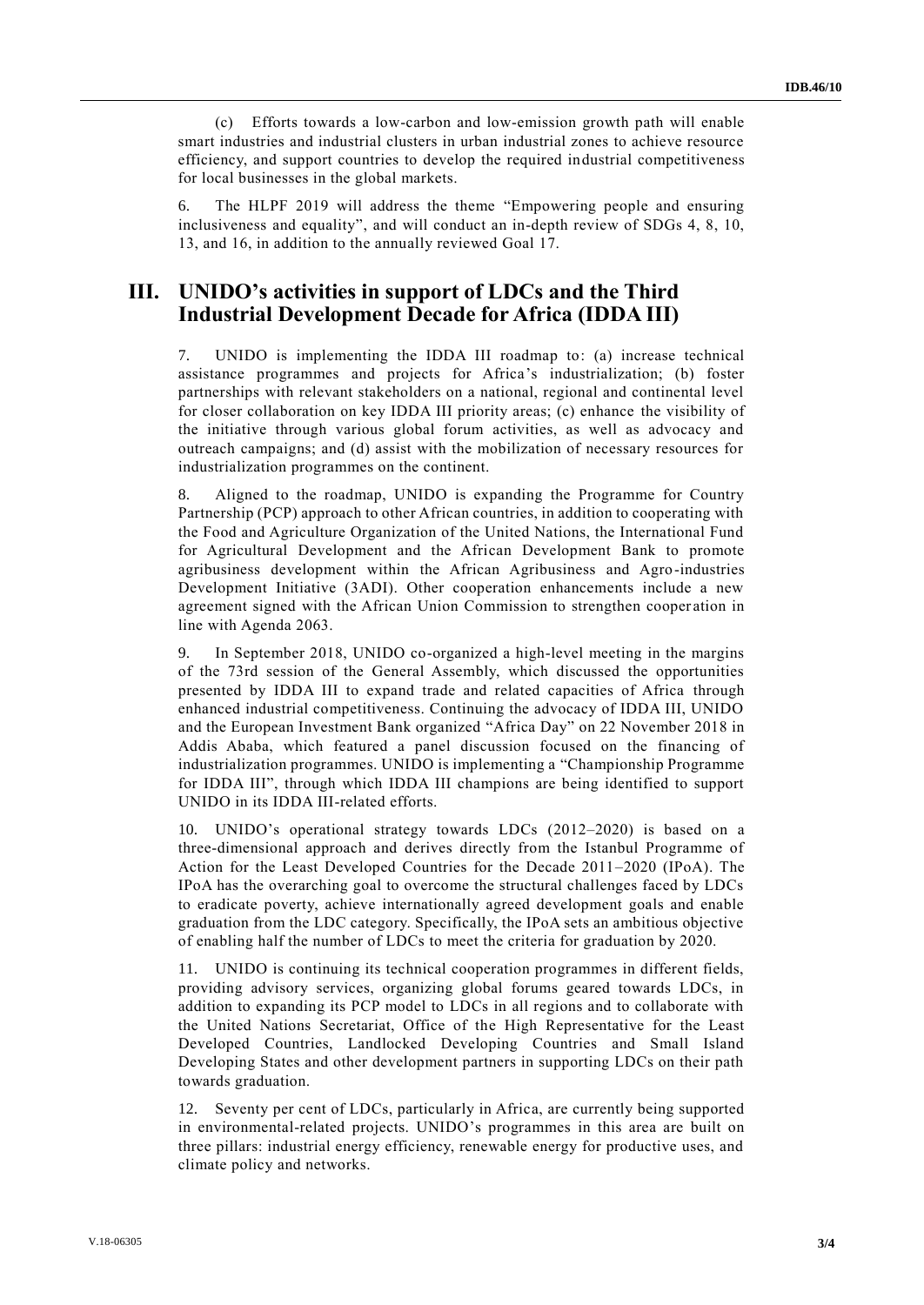(c) Efforts towards a low-carbon and low-emission growth path will enable smart industries and industrial clusters in urban industrial zones to achieve resource efficiency, and support countries to develop the required industrial competitiveness for local businesses in the global markets.

6. The HLPF 2019 will address the theme "Empowering people and ensuring inclusiveness and equality", and will conduct an in-depth review of SDGs 4, 8, 10, 13, and 16, in addition to the annually reviewed Goal 17.

## III. UNIDO's activities in support of LDCs and the Third Industrial Development Decade for Africa (IDDA III)

7. UNIDO is implementing the IDDA III roadmap to: (a) increase technical assistance programmes and projects for Africa's industrialization; (b) foster partnerships with relevant stakeholders on a national, regional and continental level for closer collaboration on key IDDA III priority areas; (c) enhance the visibility of the initiative through various global forum activities, as well as advocacy and outreach campaigns; and (d) assist with the mobilization of necessary resources for industrialization programmes on the continent.

8. Aligned to the roadmap, UNIDO is expanding the Programme for Country Partnership (PCP) approach to other African countries, in addition to cooperating with the Food and Agriculture Organization of the United Nations, the International Fund for Agricultural Development and the African Development Bank to promote agribusiness development within the African Agribusiness and Agro-industries Development Initiative (3ADI). Other cooperation enhancements include a new agreement signed with the African Union Commission to strengthen cooperation in line with Agenda 2063.

9. In September 2018, UNIDO co-organized a high-level meeting in the margins of the 73rd session of the General Assembly, which discussed the opportunities presented by IDDA III to expand trade and related capacities of Africa through enhanced industrial competitiveness. Continuing the advocacy of IDDA III, UNIDO and the European Investment Bank organized "Africa Day" on 22 November 2018 in Addis Ababa, which featured a panel discussion focused on the financing of industrialization programmes. UNIDO is implementing a "Championship Programme for IDDA III", through which IDDA III champions are being identified to support UNIDO in its IDDA III-related efforts.

10. UNIDO's operational strategy towards LDCs (2012–2020) is based on a three-dimensional approach and derives directly from the Istanbul Programme of Action for the Least Developed Countries for the Decade 2011–2020 (IPoA). The IPoA has the overarching goal to overcome the structural challenges faced by LDCs to eradicate poverty, achieve internationally agreed development goals and enable graduation from the LDC category. Specifically, the IPoA sets an ambitious objective of enabling half the number of LDCs to meet the criteria for graduation by 2020.

11. UNIDO is continuing its technical cooperation programmes in different fields, providing advisory services, organizing global forums geared towards LDCs, in addition to expanding its PCP model to LDCs in all regions and to collaborate with the United Nations Secretariat, Office of the High Representative for the Least Developed Countries, Landlocked Developing Countries and Small Island Developing States and other development partners in supporting LDCs on their path towards graduation.

12. Seventy per cent of LDCs, particularly in Africa, are currently being supported in environmental-related projects. UNIDO's programmes in this area are built on three pillars: industrial energy efficiency, renewable energy for productive uses, and climate policy and networks.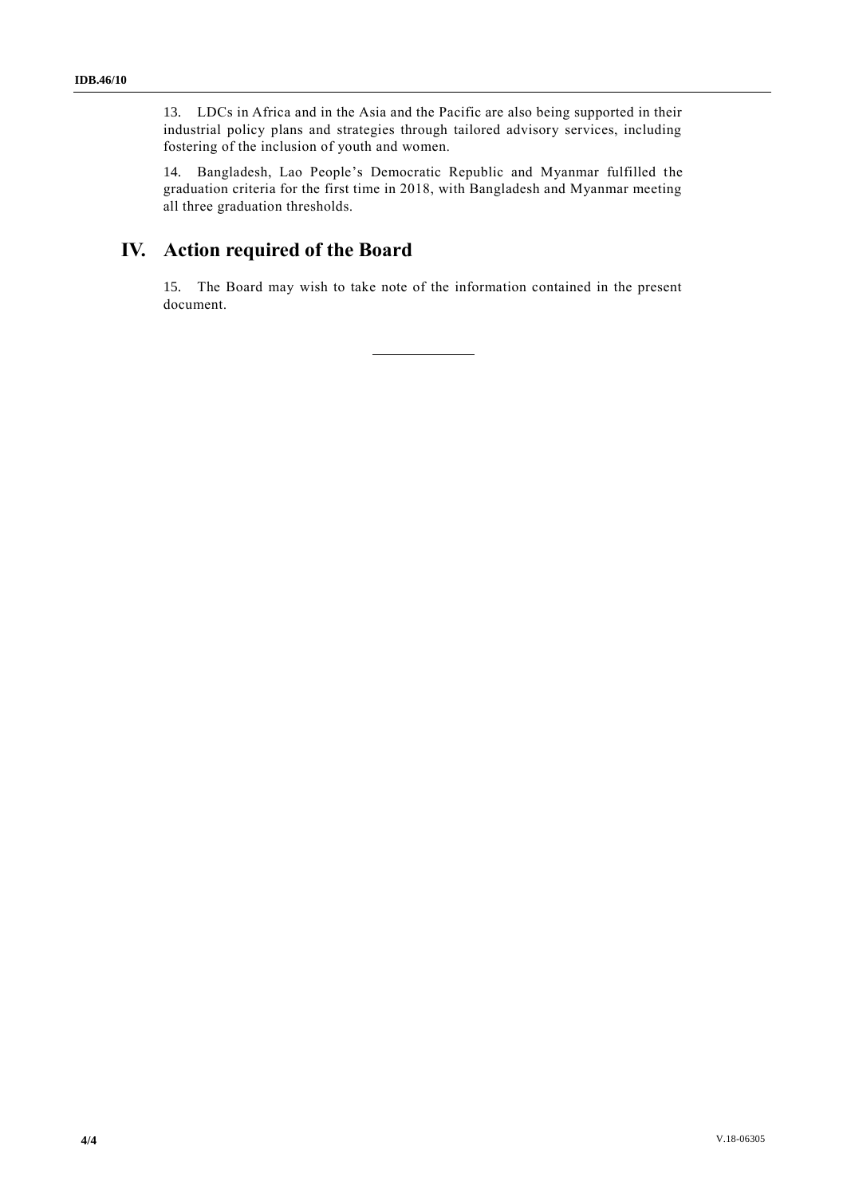13. LDCs in Africa and in the Asia and the Pacific are also being supported in their industrial policy plans and strategies through tailored advisory services, including fostering of the inclusion of youth and women.

14. Bangladesh, Lao People's Democratic Republic and Myanmar fulfilled the graduation criteria for the first time in 2018, with Bangladesh and Myanmar meeting all three graduation thresholds.

## IV. Action required of the Board

15. The Board may wish to take note of the information contained in the present document.